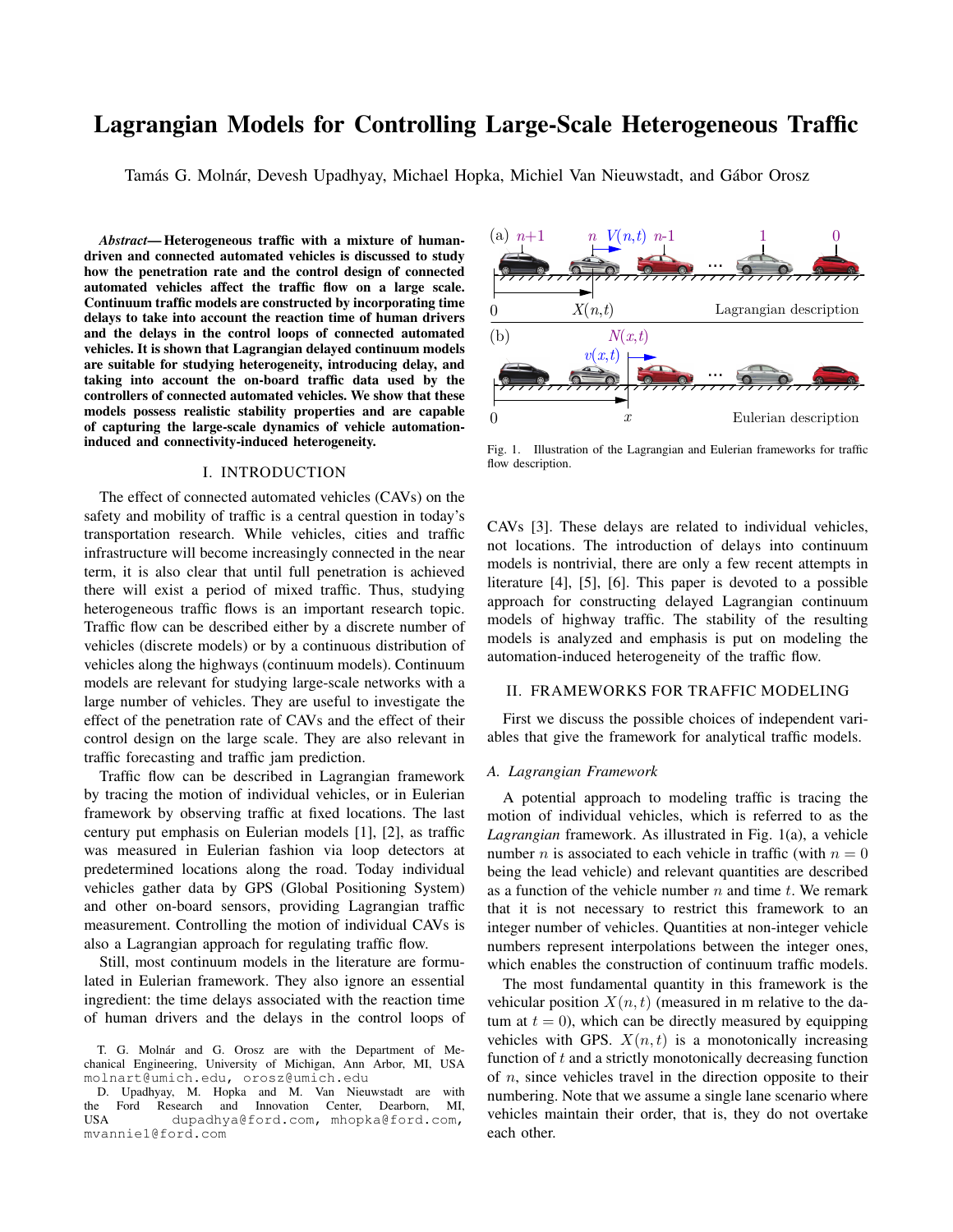# Lagrangian Models for Controlling Large-Scale Heterogeneous Traffic

Tamás G. Molnár, Devesh Upadhyay, Michael Hopka, Michiel Van Nieuwstadt, and Gábor Orosz

***Abstract*— Heterogeneous traffic with a mixture of human-driven and connected automated vehicles is discussed to study how the penetration rate and the control design of connected automated vehicles affect the traffic flow on a large scale. Continuum traffic models are constructed by incorporating time delays to take into account the reaction time of human drivers and the delays in the control loops of connected automated vehicles. It is shown that Lagrangian delayed continuum models are suitable for studying heterogeneity, introducing delay, and taking into account the on-board traffic data used by the controllers of connected automated vehicles. We show that these models possess realistic stability properties and are capable of capturing the large-scale dynamics of vehicle automation-induced and connectivity-induced heterogeneity.**

## I. INTRODUCTION

The effect of connected automated vehicles (CAVs) on the safety and mobility of traffic is a central question in today's transportation research. While vehicles, cities and traffic infrastructure will become increasingly connected in the near term, it is also clear that until full penetration is achieved there will exist a period of mixed traffic. Thus, studying heterogeneous traffic flows is an important research topic. Traffic flow can be described either by a discrete number of vehicles (discrete models) or by a continuous distribution of vehicles along the highways (continuum models). Continuum models are relevant for studying large-scale networks with a large number of vehicles. They are useful to investigate the effect of the penetration rate of CAVs and the effect of their control design on the large scale. They are also relevant in traffic forecasting and traffic jam prediction.

Traffic flow can be described in Lagrangian framework by tracing the motion of individual vehicles, or in Eulerian framework by observing traffic at fixed locations. The last century put emphasis on Eulerian models [1], [2], as traffic was measured in Eulerian fashion via loop detectors at predetermined locations along the road. Today individual vehicles gather data by GPS (Global Positioning System) and other on-board sensors, providing Lagrangian traffic measurement. Controlling the motion of individual CAVs is also a Lagrangian approach for regulating traffic flow.

Still, most continuum models in the literature are formulated in Eulerian framework. They also ignore an essential ingredient: the time delays associated with the reaction time of human drivers and the delays in the control loops of CAVs [3]. These delays are related to individual vehicles, not locations. The introduction of delays into continuum models is nontrivial, there are only a few recent attempts in literature [4], [5], [6]. This paper is devoted to a possible approach for constructing delayed Lagrangian continuum models of highway traffic. The stability of the resulting models is analyzed and emphasis is put on modeling the automation-induced heterogeneity of the traffic flow.

Fig. 1. Illustration of the Lagrangian and Eulerian frameworks for traffic flow description.

## II. FRAMEWORKS FOR TRAFFIC MODELING

First we discuss the possible choices of independent variables that give the framework for analytical traffic models.

### A. Lagrangian Framework

A potential approach to modeling traffic is tracing the motion of individual vehicles, which is referred to as the *Lagrangian* framework. As illustrated in Fig. 1(a), a vehicle number $n$ is associated to each vehicle in traffic (with $n = 0$ being the lead vehicle) and relevant quantities are described as a function of the vehicle number $n$ and time $t$. We remark that it is not necessary to restrict this framework to an integer number of vehicles. Quantities at non-integer vehicle numbers represent interpolations between the integer ones, which enables the construction of continuum traffic models.

The most fundamental quantity in this framework is the vehicular position $X(n,t)$ (measured in m relative to the datum at $t = 0$), which can be directly measured by equipping vehicles with GPS. $X(n,t)$ is a monotonically increasing function of $t$ and a strictly monotonically decreasing function of $n$, since vehicles travel in the direction opposite to their numbering. Note that we assume a single lane scenario where vehicles maintain their order, that is, they do not overtake each other.

T. G. Molnár and G. Orosz are with the Department of Mechanical Engineering, University of Michigan, Ann Arbor, MI, USA molnart@umich.edu, orosz@umich.edu

D. Upadhyay, M. Hopka and M. Van Nieuwstadt are with the Ford Research and Innovation Center, Dearborn, MI, USA dupadhya@ford.com, mhopka@ford.com, mvannie1@ford.com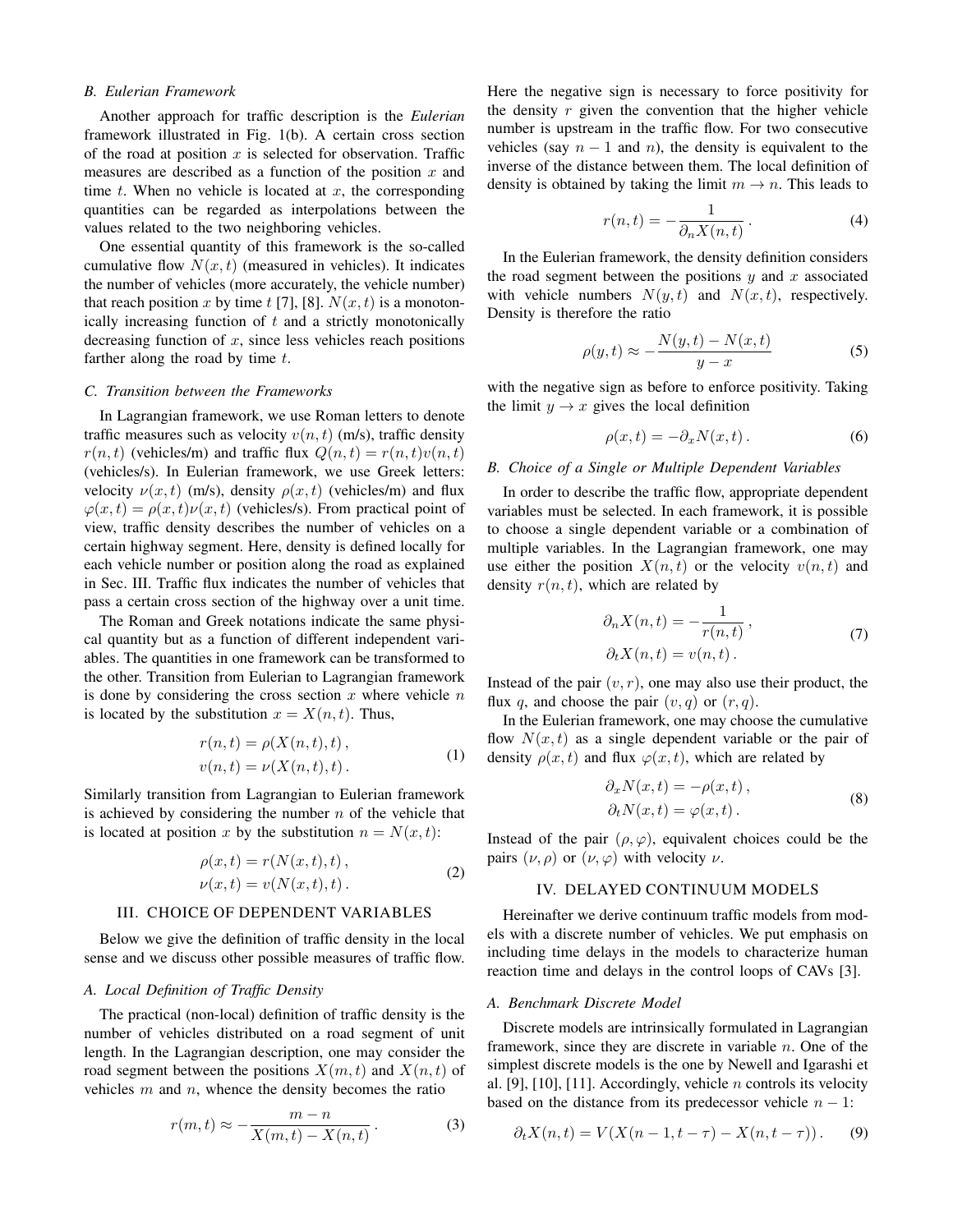### B. Eulerian Framework

Another approach for traffic description is the *Eulerian* framework illustrated in Fig. 1(b). A certain cross section of the road at position $x$ is selected for observation. Traffic measures are described as a function of the position $x$ and time $t$. When no vehicle is located at $x$, the corresponding quantities can be regarded as interpolations between the values related to the two neighboring vehicles.

One essential quantity of this framework is the so-called cumulative flow $N(x,t)$ (measured in vehicles). It indicates the number of vehicles (more accurately, the vehicle number) that reach position $x$ by time $t$ [7], [8]. $N(x,t)$ is a monotonically increasing function of $t$ and a strictly monotonically decreasing function of $x$, since less vehicles reach positions farther along the road by time $t$.

### C. Transition between the Frameworks

In Lagrangian framework, we use Roman letters to denote traffic measures such as velocity $v(n,t)$ (m/s), traffic density $r(n,t)$ (vehicles/m) and traffic flux $Q(n,t) = r(n,t)v(n,t)$ (vehicles/s). In Eulerian framework, we use Greek letters: velocity $\nu(x,t)$ (m/s), density $\rho(x,t)$ (vehicles/m) and flux $\varphi(x,t) = \rho(x,t)\nu(x,t)$ (vehicles/s). From practical point of view, traffic density describes the number of vehicles on a certain highway segment. Here, density is defined locally for each vehicle number or position along the road as explained in Sec. III. Traffic flux indicates the number of vehicles that pass a certain cross section of the highway over a unit time.

The Roman and Greek notations indicate the same physical quantity but as a function of different independent variables. The quantities in one framework can be transformed to the other. Transition from Eulerian to Lagrangian framework is done by considering the cross section $x$ where vehicle $n$ is located by the substitution $x = X(n,t)$. Thus,

$$
\begin{aligned}
r(n,t) &= \rho(X(n,t),t)\,,\\
v(n,t) &= \nu(X(n,t),t)\,.
\end{aligned}
\tag{1}
$$

Similarly transition from Lagrangian to Eulerian framework is achieved by considering the number $n$ of the vehicle that is located at position $x$ by the substitution $n = N(x,t)$:

$$
\begin{aligned}
\rho(x,t) &= r(N(x,t),t)\,,\\
\nu(x,t) &= v(N(x,t),t)\,.
\end{aligned}
\tag{2}
$$

## III. CHOICE OF DEPENDENT VARIABLES

Below we give the definition of traffic density in the local sense and we discuss other possible measures of traffic flow.

### A. Local Definition of Traffic Density

The practical (non-local) definition of traffic density is the number of vehicles distributed on a road segment of unit length. In the Lagrangian description, one may consider the road segment between the positions $X(m,t)$ and $X(n,t)$ of vehicles $m$ and $n$, whence the density becomes the ratio

$$
r(m,t) \approx -\frac{m-n}{X(m,t)-X(n,t)}\,. \tag{3}
$$

Here the negative sign is necessary to force positivity for the density $r$ given the convention that the higher vehicle number is upstream in the traffic flow. For two consecutive vehicles (say $n-1$ and $n$), the density is equivalent to the inverse of the distance between them. The local definition of density is obtained by taking the limit $m \to n$. This leads to

$$
r(n,t) = -\frac{1}{\partial_n X(n,t)}\,. \tag{4}
$$

In the Eulerian framework, the density definition considers the road segment between the positions $y$ and $x$ associated with vehicle numbers $N(y,t)$ and $N(x,t)$, respectively. Density is therefore the ratio

$$
\rho(y,t) \approx -\frac{N(y,t)-N(x,t)}{y-x} \tag{5}
$$

with the negative sign as before to enforce positivity. Taking the limit $y \to x$ gives the local definition

$$
\rho(x,t) = -\partial_x N(x,t)\,. \tag{6}
$$

### B. Choice of a Single or Multiple Dependent Variables

In order to describe the traffic flow, appropriate dependent variables must be selected. In each framework, it is possible to choose a single dependent variable or a combination of multiple variables. In the Lagrangian framework, one may use either the position $X(n,t)$ or the velocity $v(n,t)$ and density $r(n,t)$, which are related by

$$
\begin{aligned}
\partial_n X(n,t) &= -\frac{1}{r(n,t)}\,,\\
\partial_t X(n,t) &= v(n,t)\,.
\end{aligned}
\tag{7}
$$

Instead of the pair $(v,r)$, one may also use their product, the flux $q$, and choose the pair $(v,q)$ or $(r,q)$.

In the Eulerian framework, one may choose the cumulative flow $N(x,t)$ as a single dependent variable or the pair of density $\rho(x,t)$ and flux $\varphi(x,t)$, which are related by

$$
\begin{aligned}
\partial_x N(x,t) &= -\rho(x,t)\,,\\
\partial_t N(x,t) &= \varphi(x,t)\,.
\end{aligned}
\tag{8}
$$

Instead of the pair $(\rho,\varphi)$, equivalent choices could be the pairs $(\nu,\rho)$ or $(\nu,\varphi)$ with velocity $\nu$.

## IV. DELAYED CONTINUUM MODELS

Hereinafter we derive continuum traffic models from models with a discrete number of vehicles. We put emphasis on including time delays in the models to characterize human reaction time and delays in the control loops of CAVs [3].

### A. Benchmark Discrete Model

Discrete models are intrinsically formulated in Lagrangian framework, since they are discrete in variable $n$. One of the simplest discrete models is the one by Newell and Igarashi et al. [9], [10], [11]. Accordingly, vehicle $n$ controls its velocity based on the distance from its predecessor vehicle $n-1$:

$$
\partial_t X(n,t) = V\big(X(n-1,t-\tau) - X(n,t-\tau)\big)\,. \tag{9}
$$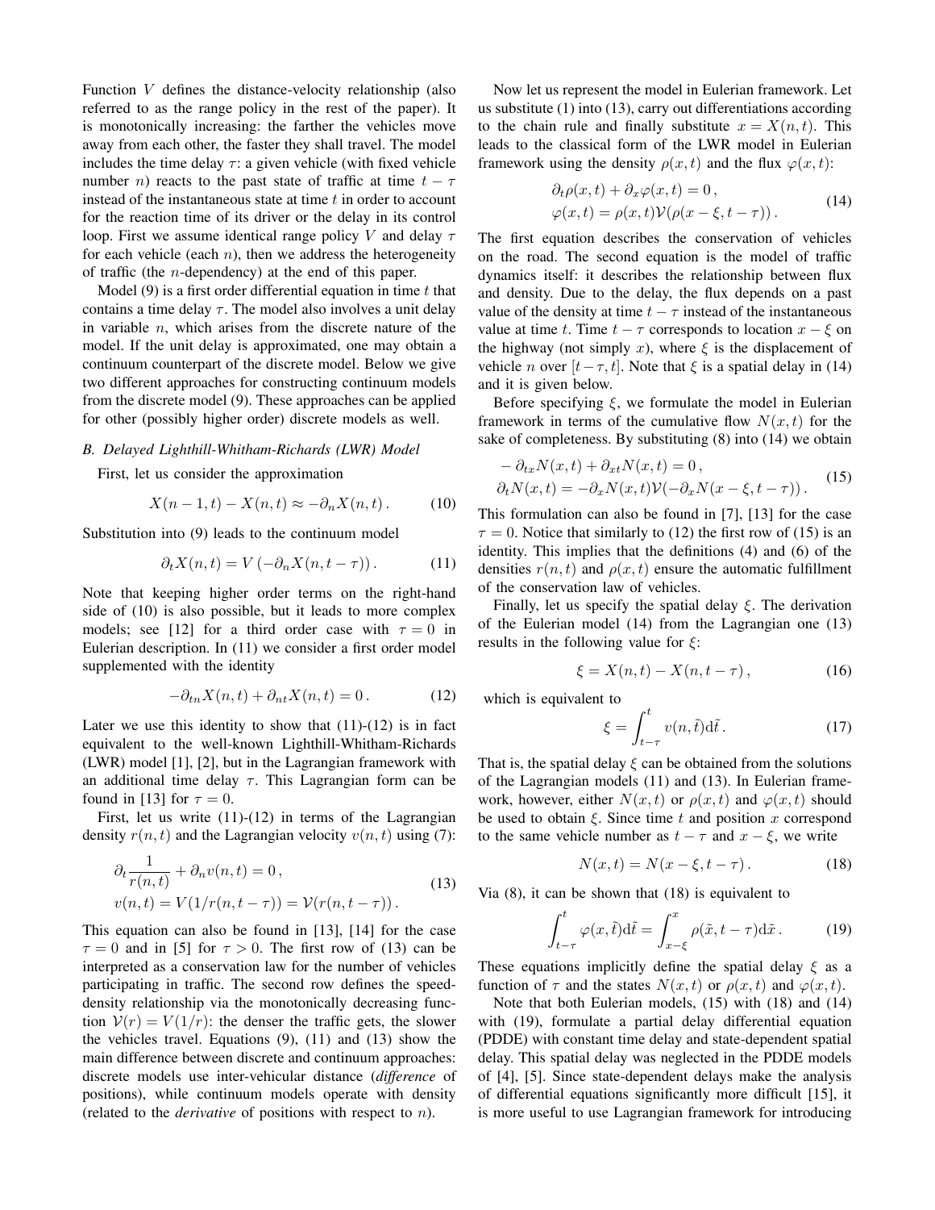Function $V$ defines the distance-velocity relationship (also referred to as the range policy in the rest of the paper). It is monotonically increasing: the farther the vehicles move away from each other, the faster they shall travel. The model includes the time delay $\tau$: a given vehicle (with fixed vehicle number $n$) reacts to the past state of traffic at time $t - \tau$ instead of the instantaneous state at time $t$ in order to account for the reaction time of its driver or the delay in its control loop. First we assume identical range policy $V$ and delay $\tau$ for each vehicle (each $n$), then we address the heterogeneity of traffic (the $n$-dependency) at the end of this paper.

Model (9) is a first order differential equation in time $t$ that contains a time delay $\tau$. The model also involves a unit delay in variable $n$, which arises from the discrete nature of the model. If the unit delay is approximated, one may obtain a continuum counterpart of the discrete model. Below we give two different approaches for constructing continuum models from the discrete model (9). These approaches can be applied for other (possibly higher order) discrete models as well.

### *B. Delayed Lighthill-Whitham-Richards (LWR) Model*

First, let us consider the approximation

$$X(n-1,t) - X(n,t) \approx -\partial_n X(n,t) \,. \tag{10}$$

Substitution into (9) leads to the continuum model

$$\partial_t X(n,t) = V\left(-\partial_n X(n,t-\tau)\right). \tag{11}$$

Note that keeping higher order terms on the right-hand side of (10) is also possible, but it leads to more complex models; see [12] for a third order case with $\tau = 0$ in Eulerian description. In (11) we consider a first order model supplemented with the identity

$$-\partial_{tn} X(n,t) + \partial_{nt} X(n,t) = 0 \,. \tag{12}$$

Later we use this identity to show that (11)-(12) is in fact equivalent to the well-known Lighthill-Whitham-Richards (LWR) model [1], [2], but in the Lagrangian framework with an additional time delay $\tau$. This Lagrangian form can be found in [13] for $\tau = 0$.

First, let us write (11)-(12) in terms of the Lagrangian density $r(n,t)$ and the Lagrangian velocity $v(n,t)$ using (7):

$$\begin{aligned}
&\partial_t \frac{1}{r(n,t)} + \partial_n v(n,t) = 0 \,, \\
&v(n,t) = V(1/r(n,t-\tau)) = \mathcal{V}(r(n,t-\tau)) \,.
\end{aligned} \tag{13}$$

This equation can also be found in [13], [14] for the case $\tau = 0$ and in [5] for $\tau > 0$. The first row of (13) can be interpreted as a conservation law for the number of vehicles participating in traffic. The second row defines the speed-density relationship via the monotonically decreasing function $\mathcal{V}(r) = V(1/r)$: the denser the traffic gets, the slower the vehicles travel. Equations (9), (11) and (13) show the main difference between discrete and continuum approaches: discrete models use inter-vehicular distance (*difference* of positions), while continuum models operate with density (related to the *derivative* of positions with respect to $n$).

Now let us represent the model in Eulerian framework. Let us substitute (1) into (13), carry out differentiations according to the chain rule and finally substitute $x = X(n,t)$. This leads to the classical form of the LWR model in Eulerian framework using the density $\rho(x,t)$ and the flux $\varphi(x,t)$:

$$\begin{aligned}
&\partial_t \rho(x,t) + \partial_x \varphi(x,t) = 0 \,, \\
&\varphi(x,t) = \rho(x,t)\mathcal{V}(\rho(x-\xi,t-\tau)) \,.
\end{aligned} \tag{14}$$

The first equation describes the conservation of vehicles on the road. The second equation is the model of traffic dynamics itself: it describes the relationship between flux and density. Due to the delay, the flux depends on a past value of the density at time $t - \tau$ instead of the instantaneous value at time $t$. Time $t - \tau$ corresponds to location $x - \xi$ on the highway (not simply $x$), where $\xi$ is the displacement of vehicle $n$ over $[t-\tau, t]$. Note that $\xi$ is a spatial delay in (14) and it is given below.

Before specifying $\xi$, we formulate the model in Eulerian framework in terms of the cumulative flow $N(x,t)$ for the sake of completeness. By substituting (8) into (14) we obtain

$$\begin{aligned}
&-\partial_{tx} N(x,t) + \partial_{xt} N(x,t) = 0 \,, \\
&\partial_t N(x,t) = -\partial_x N(x,t)\mathcal{V}(-\partial_x N(x-\xi,t-\tau)) \,.
\end{aligned} \tag{15}$$

This formulation can also be found in [7], [13] for the case $\tau = 0$. Notice that similarly to (12) the first row of (15) is an identity. This implies that the definitions (4) and (6) of the densities $r(n,t)$ and $\rho(x,t)$ ensure the automatic fulfillment of the conservation law of vehicles.

Finally, let us specify the spatial delay $\xi$. The derivation of the Eulerian model (14) from the Lagrangian one (13) results in the following value for $\xi$:

$$\xi = X(n,t) - X(n,t-\tau) \,, \tag{16}$$

which is equivalent to

$$\xi = \int_{t-\tau}^{t} v(n,\tilde{t}) \mathrm{d}\tilde{t} \,. \tag{17}$$

That is, the spatial delay $\xi$ can be obtained from the solutions of the Lagrangian models (11) and (13). In Eulerian framework, however, either $N(x,t)$ or $\rho(x,t)$ and $\varphi(x,t)$ should be used to obtain $\xi$. Since time $t$ and position $x$ correspond to the same vehicle number as $t - \tau$ and $x - \xi$, we write

$$N(x,t) = N(x-\xi,t-\tau) \,. \tag{18}$$

Via (8), it can be shown that (18) is equivalent to

$$\int_{t-\tau}^{t} \varphi(x,\tilde{t}) \mathrm{d}\tilde{t} = \int_{x-\xi}^{x} \rho(\tilde{x},t-\tau) \mathrm{d}\tilde{x} \,. \tag{19}$$

These equations implicitly define the spatial delay $\xi$ as a function of $\tau$ and the states $N(x,t)$ or $\rho(x,t)$ and $\varphi(x,t)$.

Note that both Eulerian models, (15) with (18) and (14) with (19), formulate a partial delay differential equation (PDDE) with constant time delay and state-dependent spatial delay. This spatial delay was neglected in the PDDE models of [4], [5]. Since state-dependent delays make the analysis of differential equations significantly more difficult [15], it is more useful to use Lagrangian framework for introducing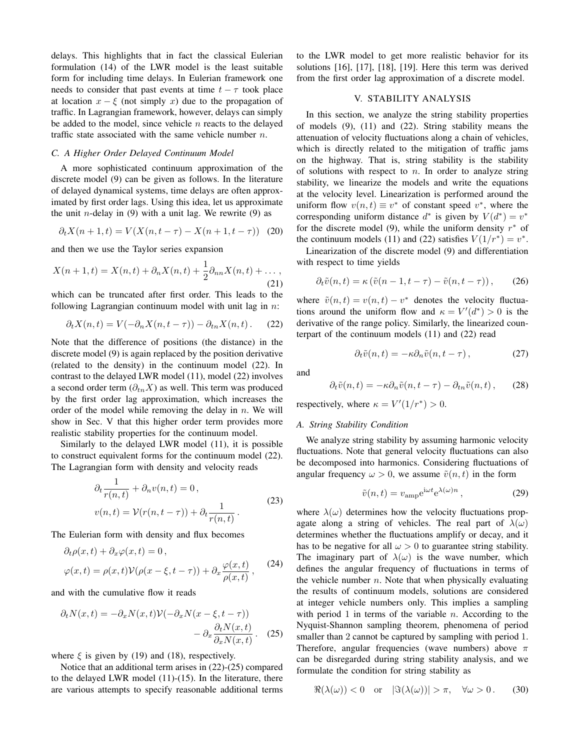delays. This highlights that in fact the classical Eulerian formulation (14) of the LWR model is the least suitable form for including time delays. In Eulerian framework one needs to consider that past events at time $t-\tau$ took place at location $x-\xi$ (not simply $x$) due to the propagation of traffic. In Lagrangian framework, however, delays can simply be added to the model, since vehicle $n$ reacts to the delayed traffic state associated with the same vehicle number $n$.

### C. A Higher Order Delayed Continuum Model

A more sophisticated continuum approximation of the discrete model (9) can be given as follows. In the literature of delayed dynamical systems, time delays are often approximated by first order lags. Using this idea, let us approximate the unit $n$-delay in (9) with a unit lag. We rewrite (9) as

$$\partial_t X(n+1,t) = V(X(n,t-\tau) - X(n+1,t-\tau)) \quad (20)$$

and then we use the Taylor series expansion

$$X(n+1,t) = X(n,t) + \partial_n X(n,t) + \frac{1}{2}\partial_{nn} X(n,t) + \dots, \quad (21)$$

which can be truncated after first order. This leads to the following Lagrangian continuum model with unit lag in $n$:

$$\partial_t X(n,t) = V(-\partial_n X(n,t-\tau)) - \partial_{tn} X(n,t). \quad (22)$$

Note that the difference of positions (the distance) in the discrete model (9) is again replaced by the position derivative (related to the density) in the continuum model (22). In contrast to the delayed LWR model (11), model (22) involves a second order term ($\partial_{tn} X$) as well. This term was produced by the first order lag approximation, which increases the order of the model while removing the delay in $n$. We will show in Sec. V that this higher order term provides more realistic stability properties for the continuum model.

Similarly to the delayed LWR model (11), it is possible to construct equivalent forms for the continuum model (22). The Lagrangian form with density and velocity reads

$$\begin{aligned} &\partial_t \frac{1}{r(n,t)} + \partial_n v(n,t) = 0, \\ &v(n,t) = \mathcal{V}(r(n,t-\tau)) + \partial_t \frac{1}{r(n,t)}. \end{aligned} \quad (23)$$

The Eulerian form with density and flux becomes

$$\begin{aligned} &\partial_t \rho(x,t) + \partial_x \varphi(x,t) = 0, \\ &\varphi(x,t) = \rho(x,t)\mathcal{V}(\rho(x-\xi,t-\tau)) + \partial_x \frac{\varphi(x,t)}{\rho(x,t)}, \end{aligned} \quad (24)$$

and with the cumulative flow it reads

$$\begin{aligned} \partial_t N(x,t) = &-\partial_x N(x,t)\mathcal{V}(-\partial_x N(x-\xi,t-\tau)) \\ &- \partial_x \frac{\partial_t N(x,t)}{\partial_x N(x,t)}. \end{aligned} \quad (25)$$

where $\xi$ is given by (19) and (18), respectively.

Notice that an additional term arises in (22)-(25) compared to the delayed LWR model (11)-(15). In the literature, there are various attempts to specify reasonable additional terms to the LWR model to get more realistic behavior for its solutions [16], [17], [18], [19]. Here this term was derived from the first order lag approximation of a discrete model.

## V. STABILITY ANALYSIS

In this section, we analyze the string stability properties of models (9), (11) and (22). String stability means the attenuation of velocity fluctuations along a chain of vehicles, which is directly related to the mitigation of traffic jams on the highway. That is, string stability is the stability of solutions with respect to $n$. In order to analyze string stability, we linearize the models and write the equations at the velocity level. Linearization is performed around the uniform flow $v(n,t) \equiv v^*$ of constant speed $v^*$, where the corresponding uniform distance $d^*$ is given by $V(d^*) = v^*$ for the discrete model (9), while the uniform density $r^*$ of the continuum models (11) and (22) satisfies $V(1/r^*) = v^*$.

Linearization of the discrete model (9) and differentiation with respect to time yields

$$\partial_t \tilde{v}(n,t) = \kappa\left(\tilde{v}(n-1,t-\tau) - \tilde{v}(n,t-\tau)\right), \quad (26)$$

where $\tilde{v}(n,t) = v(n,t) - v^*$ denotes the velocity fluctuations around the uniform flow and $\kappa = V'(d^*) > 0$ is the derivative of the range policy. Similarly, the linearized counterpart of the continuum models (11) and (22) read

$$\partial_t \tilde{v}(n,t) = -\kappa \partial_n \tilde{v}(n,t-\tau), \quad (27)$$

and

$$\partial_t \tilde{v}(n,t) = -\kappa \partial_n \tilde{v}(n,t-\tau) - \partial_{tn} \tilde{v}(n,t), \quad (28)$$

respectively, where $\kappa = V'(1/r^*) > 0$.

### A. String Stability Condition

We analyze string stability by assuming harmonic velocity fluctuations. Note that general velocity fluctuations can also be decomposed into harmonics. Considering fluctuations of angular frequency $\omega > 0$, we assume $\tilde{v}(n,t)$ in the form

$$\tilde{v}(n,t) = v_{\mathrm{amp}} \mathrm{e}^{\mathrm{i}\omega t} \mathrm{e}^{\lambda(\omega) n}, \quad (29)$$

where $\lambda(\omega)$ determines how the velocity fluctuations propagate along a string of vehicles. The real part of $\lambda(\omega)$ determines whether the fluctuations amplify or decay, and it has to be negative for all $\omega > 0$ to guarantee string stability. The imaginary part of $\lambda(\omega)$ is the wave number, which defines the angular frequency of fluctuations in terms of the vehicle number $n$. Note that when physically evaluating the results of continuum models, solutions are considered at integer vehicle numbers only. This implies a sampling with period 1 in terms of the variable $n$. According to the Nyquist-Shannon sampling theorem, phenomena of period smaller than 2 cannot be captured by sampling with period 1. Therefore, angular frequencies (wave numbers) above $\pi$ can be disregarded during string stability analysis, and we formulate the condition for string stability as

$$\Re(\lambda(\omega)) < 0 \quad \text{or} \quad |\Im(\lambda(\omega))| > \pi, \quad \forall \omega > 0. \quad (30)$$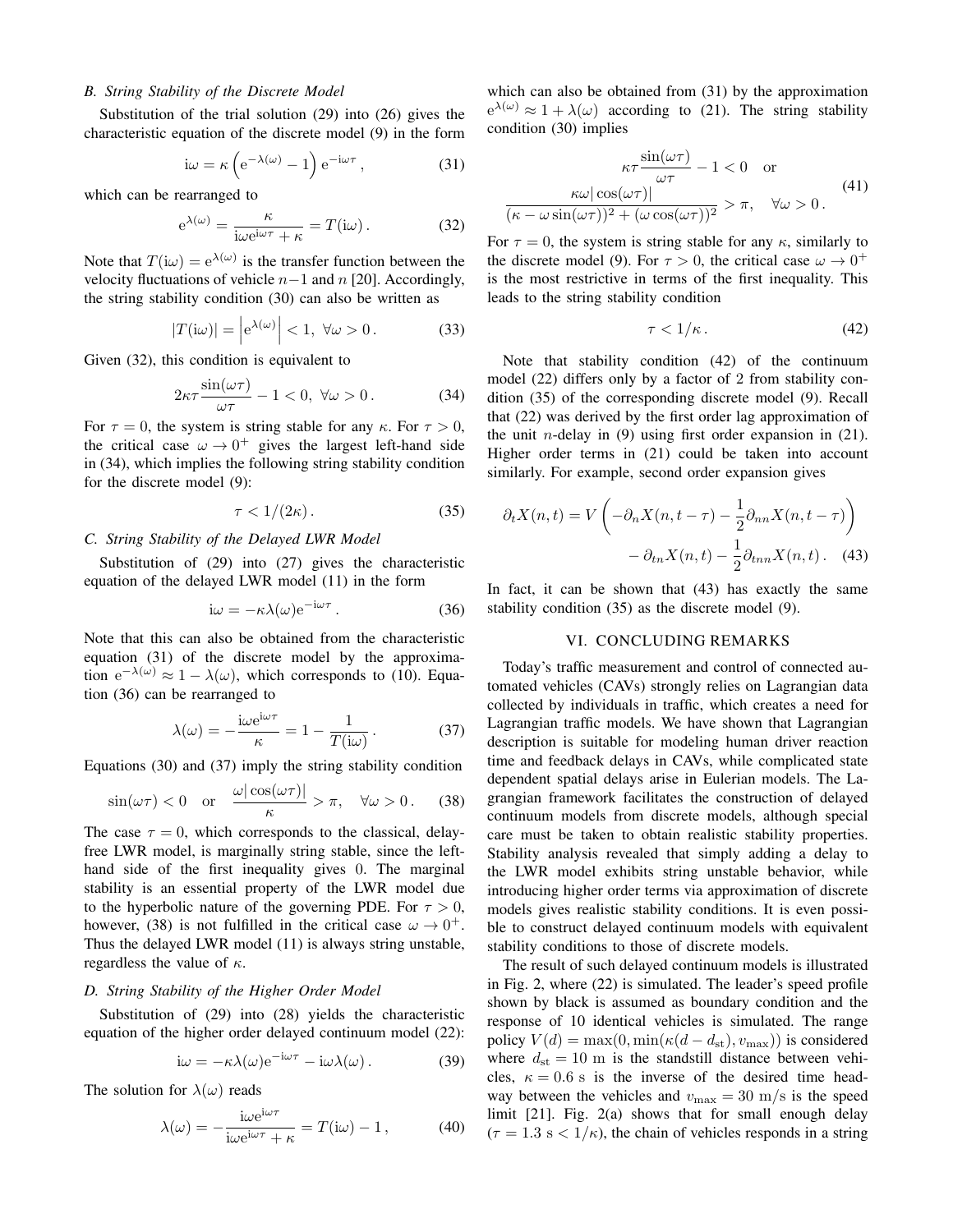### B. String Stability of the Discrete Model

Substitution of the trial solution (29) into (26) gives the characteristic equation of the discrete model (9) in the form

$$\mathrm{i}\omega = \kappa \left(\mathrm{e}^{-\lambda(\omega)} - 1\right) \mathrm{e}^{-\mathrm{i}\omega\tau}\,, \tag{31}$$

which can be rearranged to

$$\mathrm{e}^{\lambda(\omega)} = \frac{\kappa}{\mathrm{i}\omega\mathrm{e}^{\mathrm{i}\omega\tau} + \kappa} = T(\mathrm{i}\omega)\,. \tag{32}$$

Note that $T(\mathrm{i}\omega) = \mathrm{e}^{\lambda(\omega)}$ is the transfer function between the velocity fluctuations of vehicle $n-1$ and $n$ [20]. Accordingly, the string stability condition (30) can also be written as

$$|T(\mathrm{i}\omega)| = \left|\mathrm{e}^{\lambda(\omega)}\right| < 1,\ \forall \omega > 0\,. \tag{33}$$

Given (32), this condition is equivalent to

$$2\kappa\tau\frac{\sin(\omega\tau)}{\omega\tau} - 1 < 0,\ \forall \omega > 0\,. \tag{34}$$

For $\tau = 0$, the system is string stable for any $\kappa$. For $\tau > 0$, the critical case $\omega \to 0^+$ gives the largest left-hand side in (34), which implies the following string stability condition for the discrete model (9):

$$\tau < 1/(2\kappa)\,. \tag{35}$$

### C. String Stability of the Delayed LWR Model

Substitution of (29) into (27) gives the characteristic equation of the delayed LWR model (11) in the form

$$\mathrm{i}\omega = -\kappa\lambda(\omega)\mathrm{e}^{-\mathrm{i}\omega\tau}\,. \tag{36}$$

Note that this can also be obtained from the characteristic equation (31) of the discrete model by the approximation $\mathrm{e}^{-\lambda(\omega)} \approx 1 - \lambda(\omega)$, which corresponds to (10). Equation (36) can be rearranged to

$$\lambda(\omega) = -\frac{\mathrm{i}\omega\mathrm{e}^{\mathrm{i}\omega\tau}}{\kappa} = 1 - \frac{1}{T(\mathrm{i}\omega)}\,. \tag{37}$$

Equations (30) and (37) imply the string stability condition

$$\sin(\omega\tau) < 0 \quad \text{or} \quad \frac{\omega|\cos(\omega\tau)|}{\kappa} > \pi, \quad \forall \omega > 0\,. \tag{38}$$

The case $\tau = 0$, which corresponds to the classical, delay-free LWR model, is marginally string stable, since the left-hand side of the first inequality gives 0. The marginal stability is an essential property of the LWR model due to the hyperbolic nature of the governing PDE. For $\tau > 0$, however, (38) is not fulfilled in the critical case $\omega \to 0^+$. Thus the delayed LWR model (11) is always string unstable, regardless the value of $\kappa$.

### D. String Stability of the Higher Order Model

Substitution of (29) into (28) yields the characteristic equation of the higher order delayed continuum model (22):

$$\mathrm{i}\omega = -\kappa\lambda(\omega)\mathrm{e}^{-\mathrm{i}\omega\tau} - \mathrm{i}\omega\lambda(\omega)\,. \tag{39}$$

The solution for $\lambda(\omega)$ reads

$$\lambda(\omega) = -\frac{\mathrm{i}\omega\mathrm{e}^{\mathrm{i}\omega\tau}}{\mathrm{i}\omega\mathrm{e}^{\mathrm{i}\omega\tau} + \kappa} = T(\mathrm{i}\omega) - 1\,, \tag{40}$$

which can also be obtained from (31) by the approximation $\mathrm{e}^{\lambda(\omega)} \approx 1 + \lambda(\omega)$ according to (21). The string stability condition (30) implies

$$\begin{gathered}\kappa\tau\frac{\sin(\omega\tau)}{\omega\tau} - 1 < 0 \quad \text{or} \\ \frac{\kappa\omega|\cos(\omega\tau)|}{(\kappa - \omega\sin(\omega\tau))^2 + (\omega\cos(\omega\tau))^2} > \pi, \quad \forall \omega > 0\,.\end{gathered} \tag{41}$$

For $\tau = 0$, the system is string stable for any $\kappa$, similarly to the discrete model (9). For $\tau > 0$, the critical case $\omega \to 0^+$ is the most restrictive in terms of the first inequality. This leads to the string stability condition

$$\tau < 1/\kappa\,. \tag{42}$$

Note that stability condition (42) of the continuum model (22) differs only by a factor of 2 from stability condition (35) of the corresponding discrete model (9). Recall that (22) was derived by the first order lag approximation of the unit $n$-delay in (9) using first order expansion in (21). Higher order terms in (21) could be taken into account similarly. For example, second order expansion gives

$$\begin{aligned}\partial_t X(n,t) = V\left(-\partial_n X(n,t-\tau) - \frac{1}{2}\partial_{nn}X(n,t-\tau)\right) \\ - \partial_{tn}X(n,t) - \frac{1}{2}\partial_{tnn}X(n,t)\,.\end{aligned} \tag{43}$$

In fact, it can be shown that (43) has exactly the same stability condition (35) as the discrete model (9).

## VI. CONCLUDING REMARKS

Today's traffic measurement and control of connected automated vehicles (CAVs) strongly relies on Lagrangian data collected by individuals in traffic, which creates a need for Lagrangian traffic models. We have shown that Lagrangian description is suitable for modeling human driver reaction time and feedback delays in CAVs, while complicated state dependent spatial delays arise in Eulerian models. The Lagrangian framework facilitates the construction of delayed continuum models from discrete models, although special care must be taken to obtain realistic stability properties. Stability analysis revealed that simply adding a delay to the LWR model exhibits string unstable behavior, while introducing higher order terms via approximation of discrete models gives realistic stability conditions. It is even possible to construct delayed continuum models with equivalent stability conditions to those of discrete models.

The result of such delayed continuum models is illustrated in Fig. 2, where (22) is simulated. The leader's speed profile shown by black is assumed as boundary condition and the response of 10 identical vehicles is simulated. The range policy $V(d) = \max(0, \min(\kappa(d - d_{\mathrm{st}}), v_{\max}))$ is considered where $d_{\mathrm{st}} = 10$ m is the standstill distance between vehicles, $\kappa = 0.6$ s is the inverse of the desired time headway between the vehicles and $v_{\max} = 30$ m/s is the speed limit [21]. Fig. 2(a) shows that for small enough delay ($\tau = 1.3$ s $< 1/\kappa$), the chain of vehicles responds in a string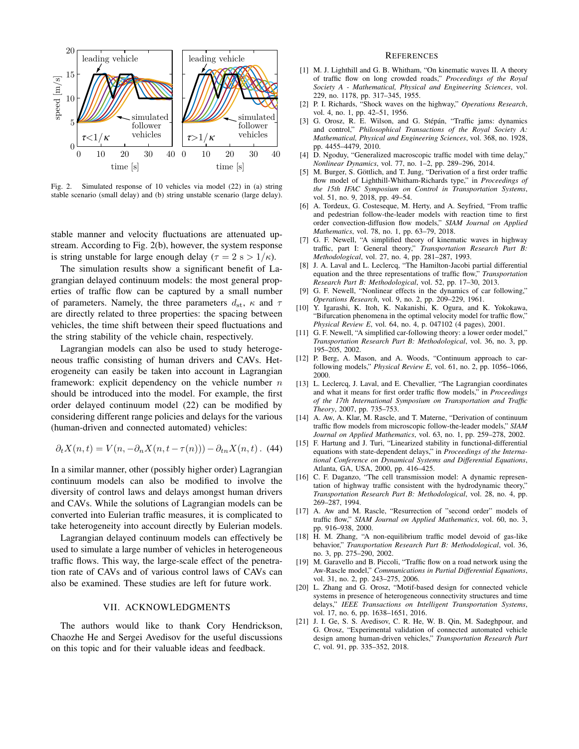20
15
10
5
0
speed [m/s]
leading vehicle
simulated follower vehicles
$\tau<1/\kappa$
0 10 20 30 40
time [s]

leading vehicle
simulated follower vehicles
$\tau>1/\kappa$
0 10 20 30 40
time [s]

Fig. 2. Simulated response of 10 vehicles via model (22) in (a) string stable scenario (small delay) and (b) string unstable scenario (large delay).

stable manner and velocity fluctuations are attenuated upstream. According to Fig. 2(b), however, the system response is string unstable for large enough delay ($\tau = 2$ s $> 1/\kappa$).

The simulation results show a significant benefit of Lagrangian delayed continuum models: the most general properties of traffic flow can be captured by a small number of parameters. Namely, the three parameters $d_{\rm st}$, $\kappa$ and $\tau$ are directly related to three properties: the spacing between vehicles, the time shift between their speed fluctuations and the string stability of the vehicle chain, respectively.

Lagrangian models can also be used to study heterogeneous traffic consisting of human drivers and CAVs. Heterogeneity can easily be taken into account in Lagrangian framework: explicit dependency on the vehicle number $n$ should be introduced into the model. For example, the first order delayed continuum model (22) can be modified by considering different range policies and delays for the various (human-driven and connected automated) vehicles:

$$\partial_t X(n,t) = V(n, -\partial_n X(n, t-\tau(n))) - \partial_{tn} X(n,t)\,. \quad (44)$$

In a similar manner, other (possibly higher order) Lagrangian continuum models can also be modified to involve the diversity of control laws and delays amongst human drivers and CAVs. While the solutions of Lagrangian models can be converted into Eulerian traffic measures, it is complicated to take heterogeneity into account directly by Eulerian models.

Lagrangian delayed continuum models can effectively be used to simulate a large number of vehicles in heterogeneous traffic flows. This way, the large-scale effect of the penetration rate of CAVs and of various control laws of CAVs can also be examined. These studies are left for future work.

## VII. Acknowledgments

The authors would like to thank Cory Hendrickson, Chaozhe He and Sergei Avedisov for the useful discussions on this topic and for their valuable ideas and feedback.

## References

[1] M. J. Lighthill and G. B. Whitham, "On kinematic waves II. A theory of traffic flow on long crowded roads," *Proceedings of the Royal Society A - Mathematical, Physical and Engineering Sciences*, vol. 229, no. 1178, pp. 317–345, 1955.

[2] P. I. Richards, "Shock waves on the highway," *Operations Research*, vol. 4, no. 1, pp. 42–51, 1956.

[3] G. Orosz, R. E. Wilson, and G. Stépán, "Traffic jams: dynamics and control," *Philosophical Transactions of the Royal Society A: Mathematical, Physical and Engineering Sciences*, vol. 368, no. 1928, pp. 4455–4479, 2010.

[4] D. Ngoduy, "Generalized macroscopic traffic model with time delay," *Nonlinear Dynamics*, vol. 77, no. 1–2, pp. 289–296, 2014.

[5] M. Burger, S. Göttlich, and T. Jung, "Derivation of a first order traffic flow model of Lighthill-Whitham-Richards type," in *Proceedings of the 15th IFAC Symposium on Control in Transportation Systems*, vol. 51, no. 9, 2018, pp. 49–54.

[6] A. Tordeux, G. Costeseque, M. Herty, and A. Seyfried, "From traffic and pedestrian follow-the-leader models with reaction time to first order convection-diffusion flow models," *SIAM Journal on Applied Mathematics*, vol. 78, no. 1, pp. 63–79, 2018.

[7] G. F. Newell, "A simplified theory of kinematic waves in highway traffic, part I: General theory," *Transportation Research Part B: Methodological*, vol. 27, no. 4, pp. 281–287, 1993.

[8] J. A. Laval and L. Leclercq, "The Hamilton-Jacobi partial differential equation and the three representations of traffic flow," *Transportation Research Part B: Methodological*, vol. 52, pp. 17–30, 2013.

[9] G. F. Newell, "Nonlinear effects in the dynamics of car following," *Operations Research*, vol. 9, no. 2, pp. 209–229, 1961.

[10] Y. Igarashi, K. Itoh, K. Nakanishi, K. Ogura, and K. Yokokawa, "Bifurcation phenomena in the optimal velocity model for traffic flow," *Physical Review E*, vol. 64, no. 4, p. 047102 (4 pages), 2001.

[11] G. F. Newell, "A simplified car-following theory: a lower order model," *Transportation Research Part B: Methodological*, vol. 36, no. 3, pp. 195–205, 2002.

[12] P. Berg, A. Mason, and A. Woods, "Continuum approach to car-following models," *Physical Review E*, vol. 61, no. 2, pp. 1056–1066, 2000.

[13] L. Leclercq, J. Laval, and E. Chevallier, "The Lagrangian coordinates and what it means for first order traffic flow models," in *Proceedings of the 17th International Symposium on Transportation and Traffic Theory*, 2007, pp. 735–753.

[14] A. Aw, A. Klar, M. Rascle, and T. Materne, "Derivation of continuum traffic flow models from microscopic follow-the-leader models," *SIAM Journal on Applied Mathematics*, vol. 63, no. 1, pp. 259–278, 2002.

[15] F. Hartung and J. Turi, "Linearized stability in functional-differential equations with state-dependent delays," in *Proceedings of the International Conference on Dynamical Systems and Differential Equations*, Atlanta, GA, USA, 2000, pp. 416–425.

[16] C. F. Daganzo, "The cell transmission model: A dynamic representation of highway traffic consistent with the hydrodynamic theory," *Transportation Research Part B: Methodological*, vol. 28, no. 4, pp. 269–287, 1994.

[17] A. Aw and M. Rascle, "Resurrection of "second order" models of traffic flow," *SIAM Journal on Applied Mathematics*, vol. 60, no. 3, pp. 916–938, 2000.

[18] H. M. Zhang, "A non-equilibrium traffic model devoid of gas-like behavior," *Transportation Research Part B: Methodological*, vol. 36, no. 3, pp. 275–290, 2002.

[19] M. Garavello and B. Piccoli, "Traffic flow on a road network using the Aw-Rascle model," *Communications in Partial Differential Equations*, vol. 31, no. 2, pp. 243–275, 2006.

[20] L. Zhang and G. Orosz, "Motif-based design for connected vehicle systems in presence of heterogeneous connectivity structures and time delays," *IEEE Transactions on Intelligent Transportation Systems*, vol. 17, no. 6, pp. 1638–1651, 2016.

[21] J. I. Ge, S. S. Avedisov, C. R. He, W. B. Qin, M. Sadeghpour, and G. Orosz, "Experimental validation of connected automated vehicle design among human-driven vehicles," *Transportation Research Part C*, vol. 91, pp. 335–352, 2018.